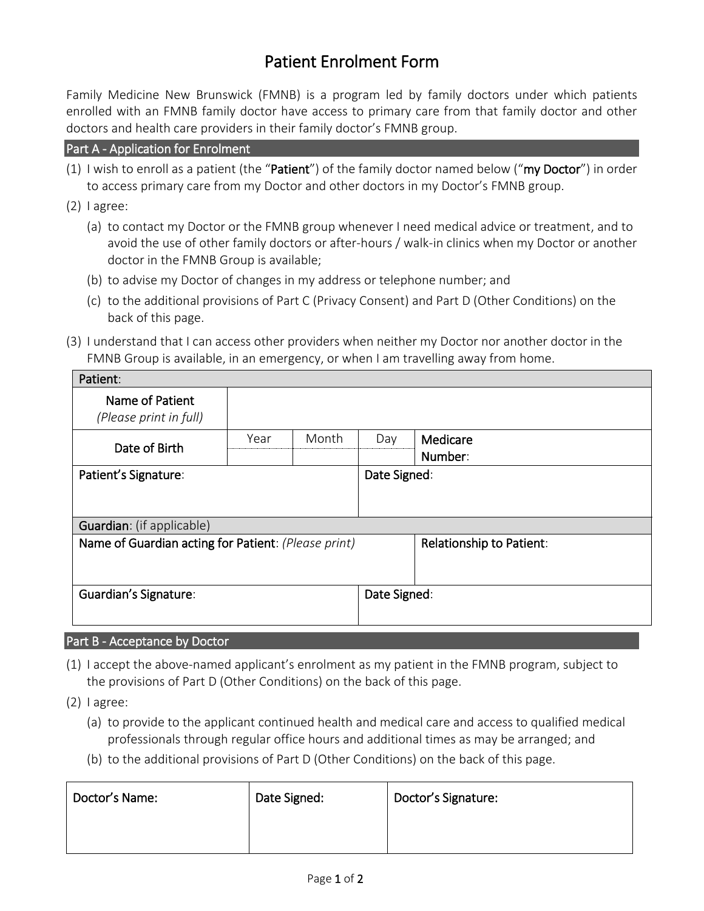# Patient Enrolment Form

Family Medicine New Brunswick (FMNB) is a program led by family doctors under which patients enrolled with an FMNB family doctor have access to primary care from that family doctor and other doctors and health care providers in their family doctor's FMNB group.

## Part A - Application for Enrolment

(1) I wish to enroll as a patient (the "**Patient**") of the family doctor named below ("**my Doctor**") in order to access primary care from my Doctor and other doctors in my Doctor's FMNB group.

(2) I agree:

- (a) to contact my Doctor or the FMNB group whenever I need medical advice or treatment, and to avoid the use of other family doctors or after-hours / walk-in clinics when my Doctor or another doctor in the FMNB Group is available;
- (b) to advise my Doctor of changes in my address or telephone number; and
- (c) to the additional provisions of Part C (Privacy Consent) and Part D (Other Conditions) on the back of this page.

(3) I understand that I can access other providers when neither my Doctor nor another doctor in the FMNB Group is available, in an emergency, or when I am travelling away from home.

| **Patient**: | | | | |
|---|---|---|---|---|
| Name of Patient *(Please print in full)* | | | | |
| Date of Birth | Year | Month | Day | **Medicare Number**: |
| **Patient's Signature**: | | | **Date Signed**: | |
| **Guardian**: (if applicable) | | | | |
| **Name of Guardian acting for Patient**: *(Please print)* | | | | **Relationship to Patient**: |
| **Guardian's Signature**: | | | **Date Signed**: | |

## Part B - Acceptance by Doctor

(1) I accept the above-named applicant's enrolment as my patient in the FMNB program, subject to the provisions of Part D (Other Conditions) on the back of this page.

(2) I agree:

- (a) to provide to the applicant continued health and medical care and access to qualified medical professionals through regular office hours and additional times as may be arranged; and
- (b) to the additional provisions of Part D (Other Conditions) on the back of this page.

| Doctor's Name: | Date Signed: | Doctor's Signature: |
|---|---|---|
| | | |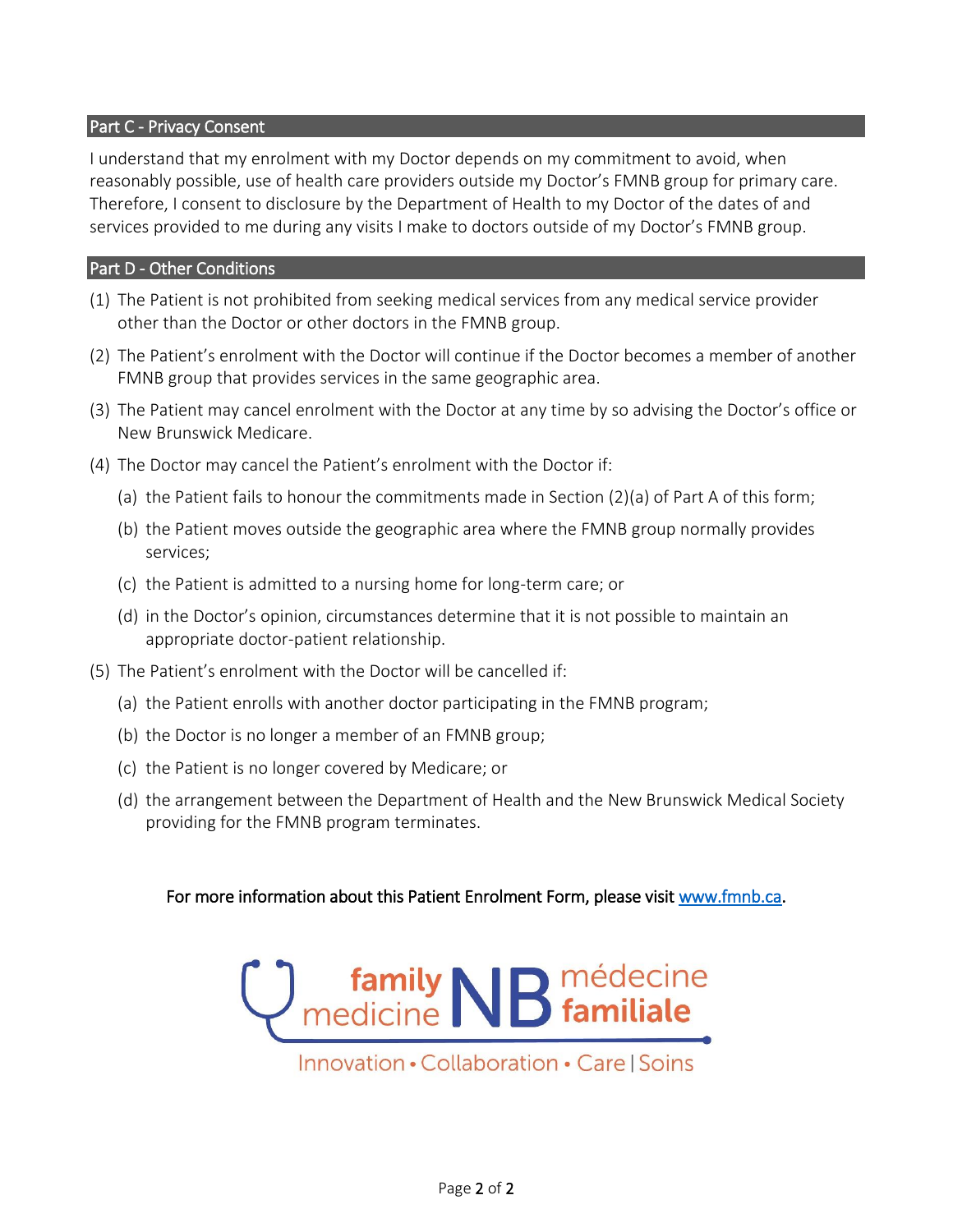## Part C - Privacy Consent

I understand that my enrolment with my Doctor depends on my commitment to avoid, when reasonably possible, use of health care providers outside my Doctor's FMNB group for primary care. Therefore, I consent to disclosure by the Department of Health to my Doctor of the dates of and services provided to me during any visits I make to doctors outside of my Doctor's FMNB group.

## Part D - Other Conditions

(1) The Patient is not prohibited from seeking medical services from any medical service provider other than the Doctor or other doctors in the FMNB group.

(2) The Patient's enrolment with the Doctor will continue if the Doctor becomes a member of another FMNB group that provides services in the same geographic area.

(3) The Patient may cancel enrolment with the Doctor at any time by so advising the Doctor's office or New Brunswick Medicare.

(4) The Doctor may cancel the Patient's enrolment with the Doctor if:

   (a) the Patient fails to honour the commitments made in Section (2)(a) of Part A of this form;

   (b) the Patient moves outside the geographic area where the FMNB group normally provides services;

   (c) the Patient is admitted to a nursing home for long-term care; or

   (d) in the Doctor's opinion, circumstances determine that it is not possible to maintain an appropriate doctor-patient relationship.

(5) The Patient's enrolment with the Doctor will be cancelled if:

   (a) the Patient enrolls with another doctor participating in the FMNB program;

   (b) the Doctor is no longer a member of an FMNB group;

   (c) the Patient is no longer covered by Medicare; or

   (d) the arrangement between the Department of Health and the New Brunswick Medical Society providing for the FMNB program terminates.

**For more information about this Patient Enrolment Form, please visit [www.fmnb.ca](http://www.fmnb.ca).**

family medicine NB médecine familiale

Innovation • Collaboration • Care | Soins